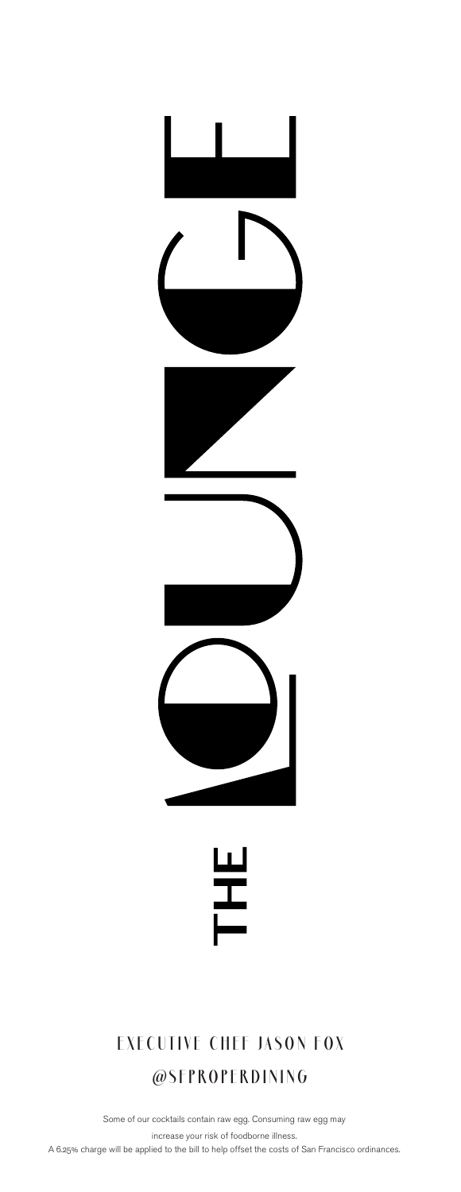# THE LOUNGE

EXECUTIVE CHEF JASON FOX

@SFPROPERDINING

Some of our cocktails contain raw egg. Consuming raw egg may increase your risk of foodborne illness.

A 6.25% charge will be applied to the bill to help offset the costs of San Francisco ordinances.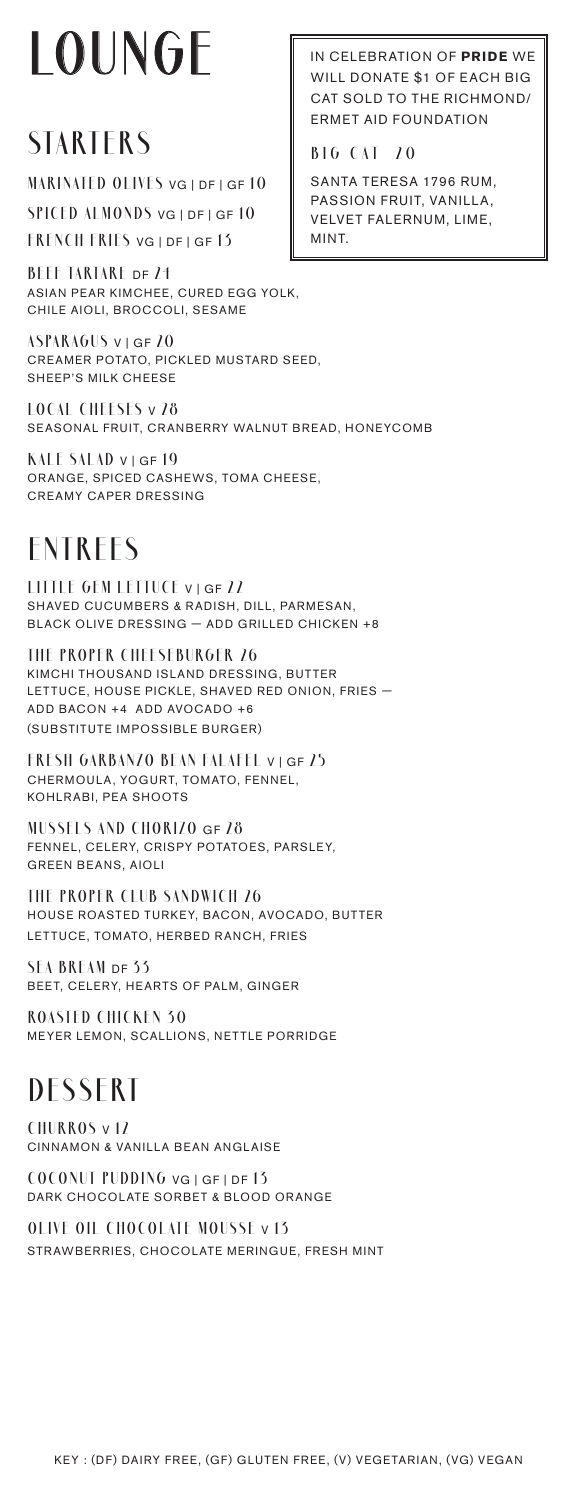# LOUNGE

## STARTERS

**MARINATED OLIVES** VG | DF | GF 10

**SPICED ALMONDS** VG | DF | GF 10

**FRENCH FRIES** VG | DF | GF 13

**BEEF TARTARE** DF 24
ASIAN PEAR KIMCHEE, CURED EGG YOLK, CHILE AIOLI, BROCCOLI, SESAME

**ASPARAGUS** V | GF 20
CREAMER POTATO, PICKLED MUSTARD SEED, SHEEP'S MILK CHEESE

**LOCAL CHEESES** V 28
SEASONAL FRUIT, CRANBERRY WALNUT BREAD, HONEYCOMB

**KALE SALAD** V | GF 19
ORANGE, SPICED CASHEWS, TOMA CHEESE, CREAMY CAPER DRESSING

IN CELEBRATION OF **PRIDE** WE WILL DONATE $1 OF EACH BIG CAT SOLD TO THE RICHMOND/ERMET AID FOUNDATION

**BIG CAT 20**

SANTA TERESA 1796 RUM, PASSION FRUIT, VANILLA, VELVET FALERNUM, LIME, MINT.

## ENTREES

**LITTLE GEM LETTUCE** V | GF 22
SHAVED CUCUMBERS & RADISH, DILL, PARMESAN, BLACK OLIVE DRESSING — ADD GRILLED CHICKEN +8

**THE PROPER CHEESEBURGER** 26
KIMCHI THOUSAND ISLAND DRESSING, BUTTER LETTUCE, HOUSE PICKLE, SHAVED RED ONION, FRIES — ADD BACON +4 ADD AVOCADO +6 (SUBSTITUTE IMPOSSIBLE BURGER)

**FRESH GARBANZO BEAN FALAFEL** V | GF 25
CHERMOULA, YOGURT, TOMATO, FENNEL, KOHLRABI, PEA SHOOTS

**MUSSELS AND CHORIZO** GF 28
FENNEL, CELERY, CRISPY POTATOES, PARSLEY, GREEN BEANS, AIOLI

**THE PROPER CLUB SANDWICH** 26
HOUSE ROASTED TURKEY, BACON, AVOCADO, BUTTER LETTUCE, TOMATO, HERBED RANCH, FRIES

**SEA BREAM** DF 33
BEET, CELERY, HEARTS OF PALM, GINGER

**ROASTED CHICKEN** 30
MEYER LEMON, SCALLIONS, NETTLE PORRIDGE

## DESSERT

**CHURROS** V 12
CINNAMON & VANILLA BEAN ANGLAISE

**COCONUT PUDDING** VG | GF | DF 13
DARK CHOCOLATE SORBET & BLOOD ORANGE

**OLIVE OIL CHOCOLATE MOUSSE** V 13
STRAWBERRIES, CHOCOLATE MERINGUE, FRESH MINT

KEY : (DF) DAIRY FREE, (GF) GLUTEN FREE, (V) VEGETARIAN, (VG) VEGAN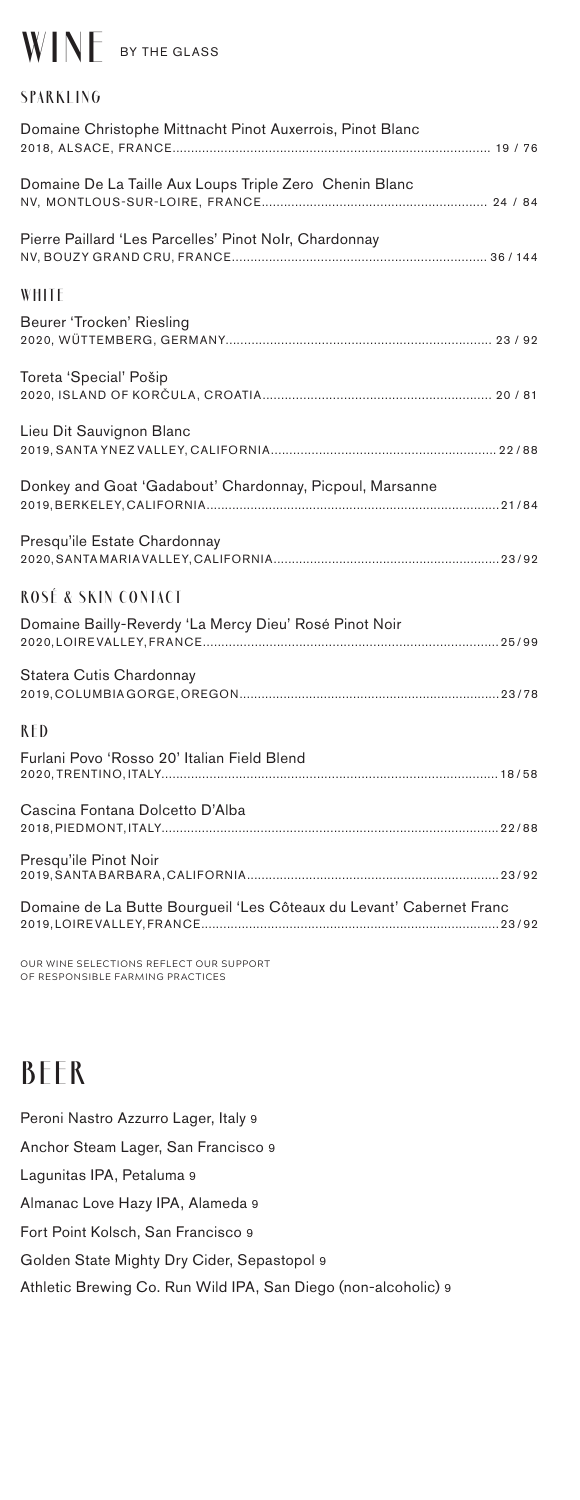# WINE BY THE GLASS

## SPARKLING

Domaine Christophe Mittnacht Pinot Auxerrois, Pinot Blanc
2018, ALSACE, FRANCE.................................................................................... 19 / 76

Domaine De La Taille Aux Loups Triple Zero Chenin Blanc
NV, MONTLOUS-SUR-LOIRE, FRANCE............................................................ 24 / 84

Pierre Paillard 'Les Parcelles' Pinot NoIr, Chardonnay
NV, BOUZY GRAND CRU, FRANCE..................................................................... 36 / 144

## WHITE

Beurer 'Trocken' Riesling
2020, WÜTTEMBERG, GERMANY....................................................................... 23 / 92

Toreta 'Special' Pošip
2020, ISLAND OF KORČULA, CROATIA............................................................. 20 / 81

Lieu Dit Sauvignon Blanc
2019, SANTA YNEZ VALLEY, CALIFORNIA............................................................22/88

Donkey and Goat 'Gadabout' Chardonnay, Picpoul, Marsanne
2019, BERKELEY, CALIFORNIA...............................................................................21/84

Presqu'ile Estate Chardonnay
2020, SANTA MARIA VALLEY, CALIFORNIA.............................................................23/92

## ROSÉ & SKIN CONTACT

Domaine Bailly-Reverdy 'La Mercy Dieu' Rosé Pinot Noir
2020, LOIRE VALLEY, FRANCE................................................................................25/99

Statera Cutis Chardonnay
2019, COLUMBIA GORGE, OREGON.......................................................................23/78

## RED

Furlani Povo 'Rosso 20' Italian Field Blend
2020, TRENTINO, ITALY...........................................................................................18/58

Cascina Fontana Dolcetto D'Alba
2018, PIEDMONT, ITALY...........................................................................................22/88

Presqu'ile Pinot Noir
2019, SANTA BARBARA, CALIFORNIA.....................................................................23/92

Domaine de La Butte Bourgueil 'Les Côteaux du Levant' Cabernet Franc
2019, LOIRE VALLEY, FRANCE.................................................................................23/92

OUR WINE SELECTIONS REFLECT OUR SUPPORT
OF RESPONSIBLE FARMING PRACTICES

# BEER

Peroni Nastro Azzurro Lager, Italy 9

Anchor Steam Lager, San Francisco 9

Lagunitas IPA, Petaluma 9

Almanac Love Hazy IPA, Alameda 9

Fort Point Kolsch, San Francisco 9

Golden State Mighty Dry Cider, Sepastopol 9

Athletic Brewing Co. Run Wild IPA, San Diego (non-alcoholic) 9